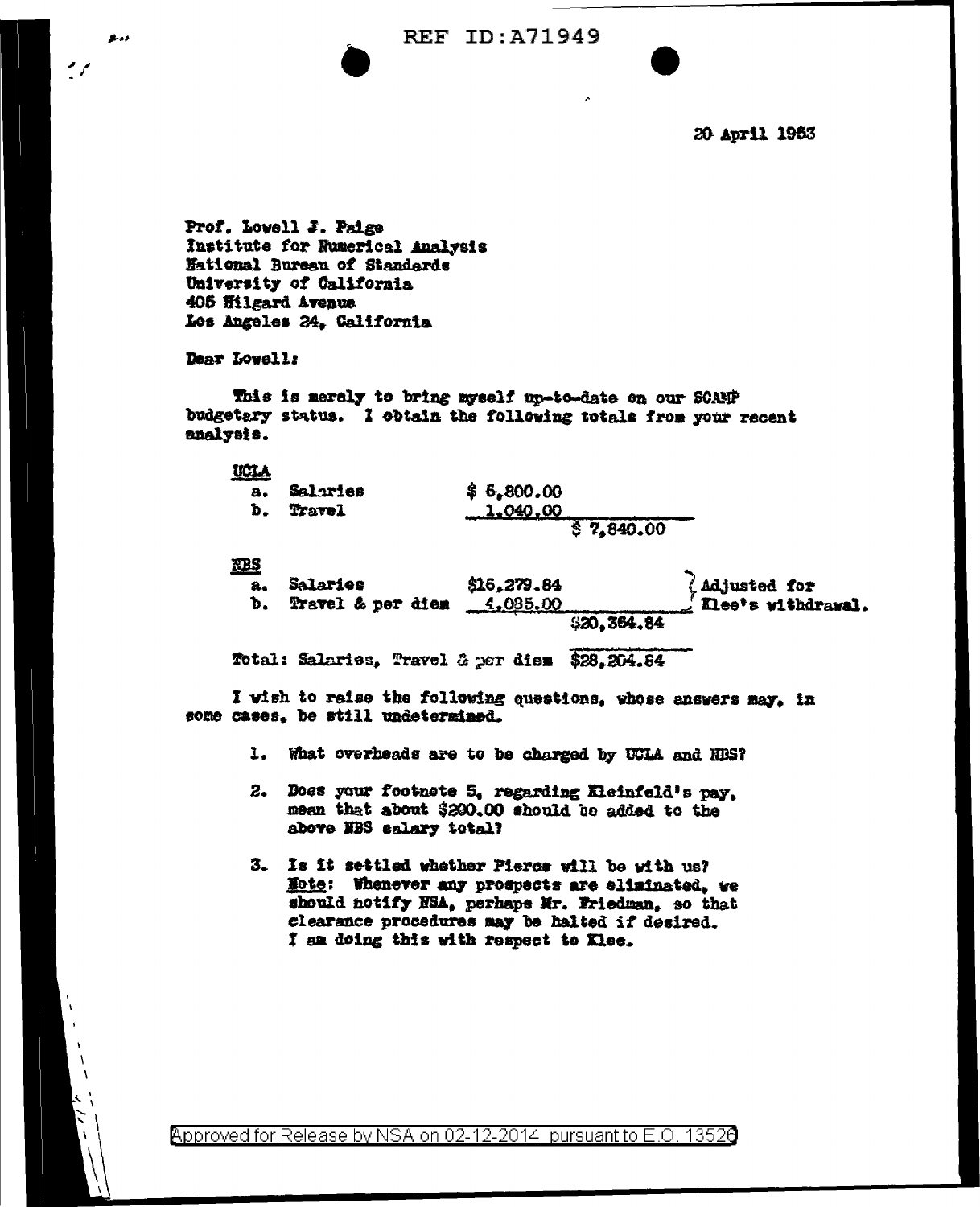20 April 1953

Prof. Lowell J. Paige
Institute for Numerical Analysis
National Bureau of Standards
University of California
405 Hilgard Avenue
Los Angeles 24, California

Dear Lowell:

This is merely to bring myself up-to-date on our SCAMP budgetary status. I obtain the following totals from your recent analysis.

<u>UCLA</u>

| | | | |
|---|---|---|---|
| a. Salaries | $ 6,800.00 | | |
| b. Travel | 1,040.00 | | |
| | | $ 7,840.00 | |

<u>NBS</u>

| | | | |
|---|---|---|---|
| a. Salaries | $16,279.84 | | Adjusted for |
| b. Travel & per diem | 4,085.00 | | Klee's withdrawal. |
| | | $20,364.84 | |

Total: Salaries, Travel & per diem $28,204.84

I wish to raise the following questions, whose answers may, in some cases, be still undetermined.

1. What overheads are to be charged by UCLA and NBS?

2. Does your footnote 5, regarding Kleinfeld's pay, mean that about $200.00 should be added to the above NBS salary total?

3. Is it settled whether Pierce will be with us? <u>Note</u>: Whenever any prospects are eliminated, we should notify NSA, perhaps Mr. Friedman, so that clearance procedures may be halted if desired. I am doing this with respect to Klee.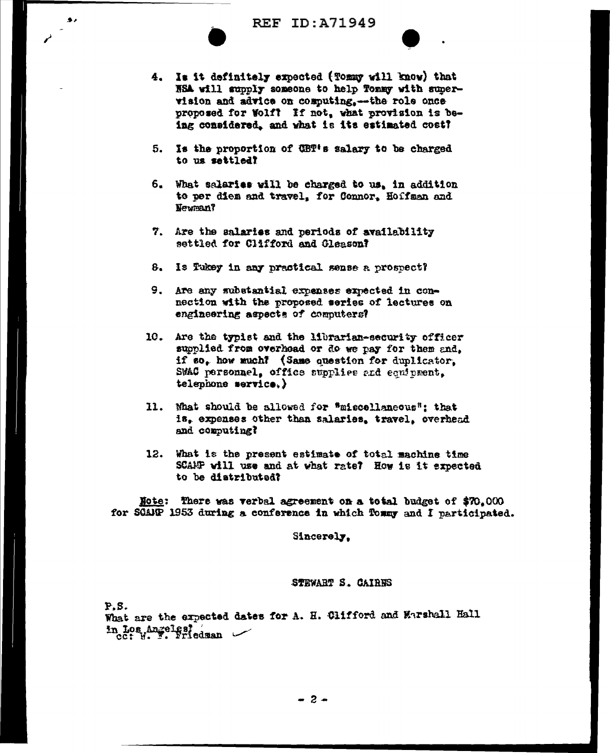4. Is it definitely expected (Tommy will know) that NSA will supply someone to help Tommy with supervision and advice on computing,--the role once proposed for Wolf? If not, what provision is being considered, and what is its estimated cost?

5. Is the proportion of CBT's salary to be charged to us settled?

6. What salaries will be charged to us, in addition to per diem and travel, for Connor, Hoffman and Newman?

7. Are the salaries and periods of availability settled for Clifford and Gleason?

8. Is Tukey in any practical sense a prospect?

9. Are any substantial expenses expected in connection with the proposed series of lectures on engineering aspects of computers?

10. Are the typist and the librarian-security officer supplied from overhead or do we pay for them and, if so, how much? (Same question for duplicator, SWAC personnel, office supplies and equipment, telephone service.)

11. What should be allowed for "miscellaneous"; that is, expenses other than salaries, travel, overhead and computing?

12. What is the present estimate of total machine time SCAMP will use and at what rate? How is it expected to be distributed?

Note: There was verbal agreement on a total budget of $70,000 for SCAMP 1953 during a conference in which Tommy and I participated.

Sincerely,

STEWART S. CAIRNS

P.S.
What are the expected dates for A. H. Clifford and Marshall Hall in Los Angeles?

cc: W. F. Friedman